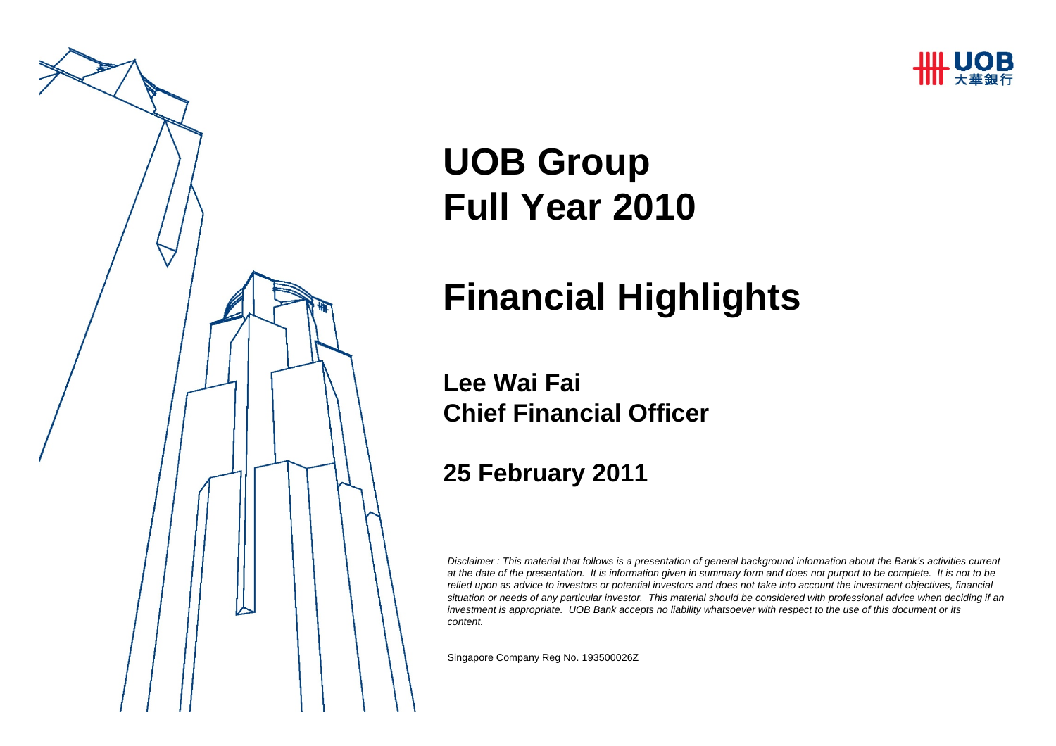# UOB Group Full Year 2010

# Financial Highlights

**Lee Wai Fai**
**Chief Financial Officer**

**25 February 2011**

*Disclaimer : This material that follows is a presentation of general background information about the Bank's activities current at the date of the presentation. It is information given in summary form and does not purport to be complete. It is not to be relied upon as advice to investors or potential investors and does not take into account the investment objectives, financial situation or needs of any particular investor. This material should be considered with professional advice when deciding if an investment is appropriate. UOB Bank accepts no liability whatsoever with respect to the use of this document or its content.*

Singapore Company Reg No. 193500026Z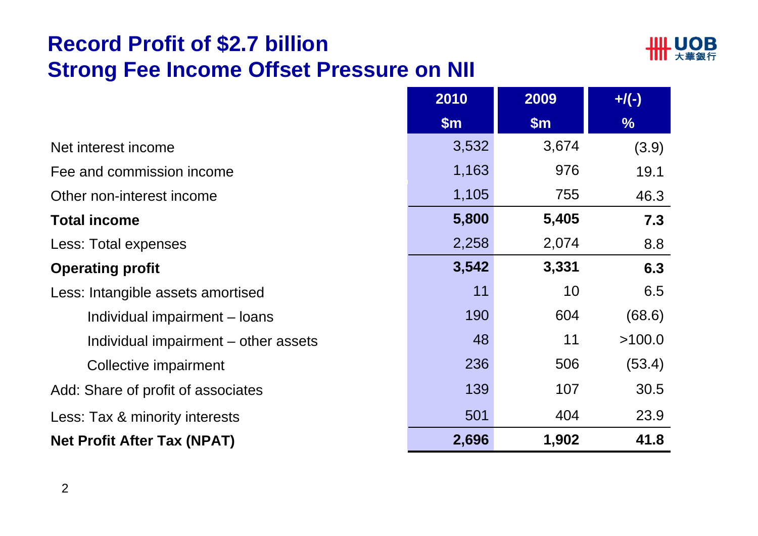# Record Profit of $2.7 billion
# Strong Fee Income Offset Pressure on NII

| | 2010<br>$m | 2009<br>$m | +/(-)<br>% |
|---|---|---|---|
| Net interest income | 3,532 | 3,674 | (3.9) |
| Fee and commission income | 1,163 | 976 | 19.1 |
| Other non-interest income | 1,105 | 755 | 46.3 |
| **Total income** | **5,800** | **5,405** | **7.3** |
| Less: Total expenses | 2,258 | 2,074 | 8.8 |
| **Operating profit** | **3,542** | **3,331** | **6.3** |
| Less: Intangible assets amortised | 11 | 10 | 6.5 |
| Individual impairment – loans | 190 | 604 | (68.6) |
| Individual impairment – other assets | 48 | 11 | >100.0 |
| Collective impairment | 236 | 506 | (53.4) |
| Add: Share of profit of associates | 139 | 107 | 30.5 |
| Less: Tax & minority interests | 501 | 404 | 23.9 |
| **Net Profit After Tax (NPAT)** | **2,696** | **1,902** | **41.8** |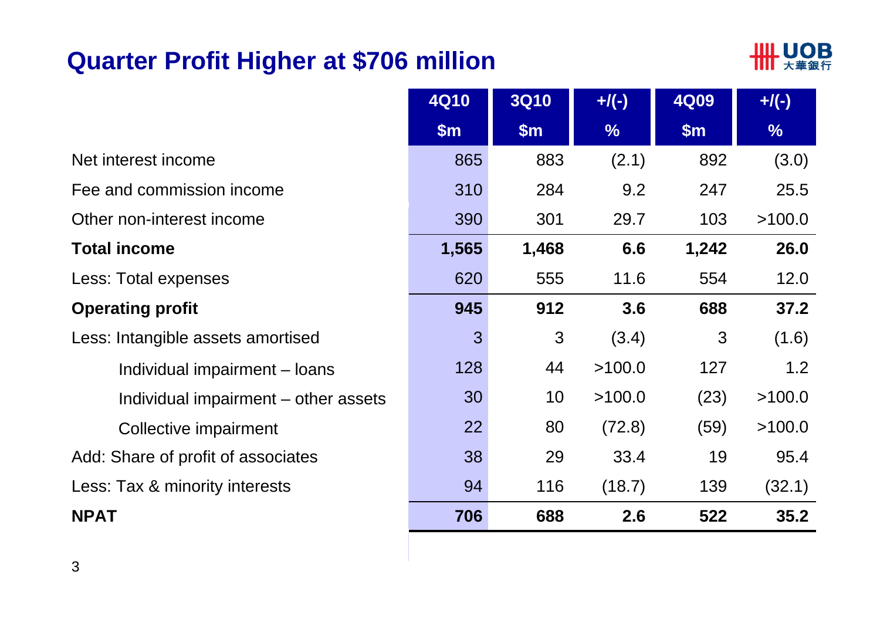# Quarter Profit Higher at $706 million

| | 4Q10 $m | 3Q10 $m | +/(-) % | 4Q09 $m | +/(-) % |
|---|---|---|---|---|---|
| Net interest income | 865 | 883 | (2.1) | 892 | (3.0) |
| Fee and commission income | 310 | 284 | 9.2 | 247 | 25.5 |
| Other non-interest income | 390 | 301 | 29.7 | 103 | >100.0 |
| **Total income** | **1,565** | **1,468** | **6.6** | **1,242** | **26.0** |
| Less: Total expenses | 620 | 555 | 11.6 | 554 | 12.0 |
| **Operating profit** | **945** | **912** | **3.6** | **688** | **37.2** |
| Less: Intangible assets amortised | 3 | 3 | (3.4) | 3 | (1.6) |
| Individual impairment – loans | 128 | 44 | >100.0 | 127 | 1.2 |
| Individual impairment – other assets | 30 | 10 | >100.0 | (23) | >100.0 |
| Collective impairment | 22 | 80 | (72.8) | (59) | >100.0 |
| Add: Share of profit of associates | 38 | 29 | 33.4 | 19 | 95.4 |
| Less: Tax & minority interests | 94 | 116 | (18.7) | 139 | (32.1) |
| **NPAT** | **706** | **688** | **2.6** | **522** | **35.2** |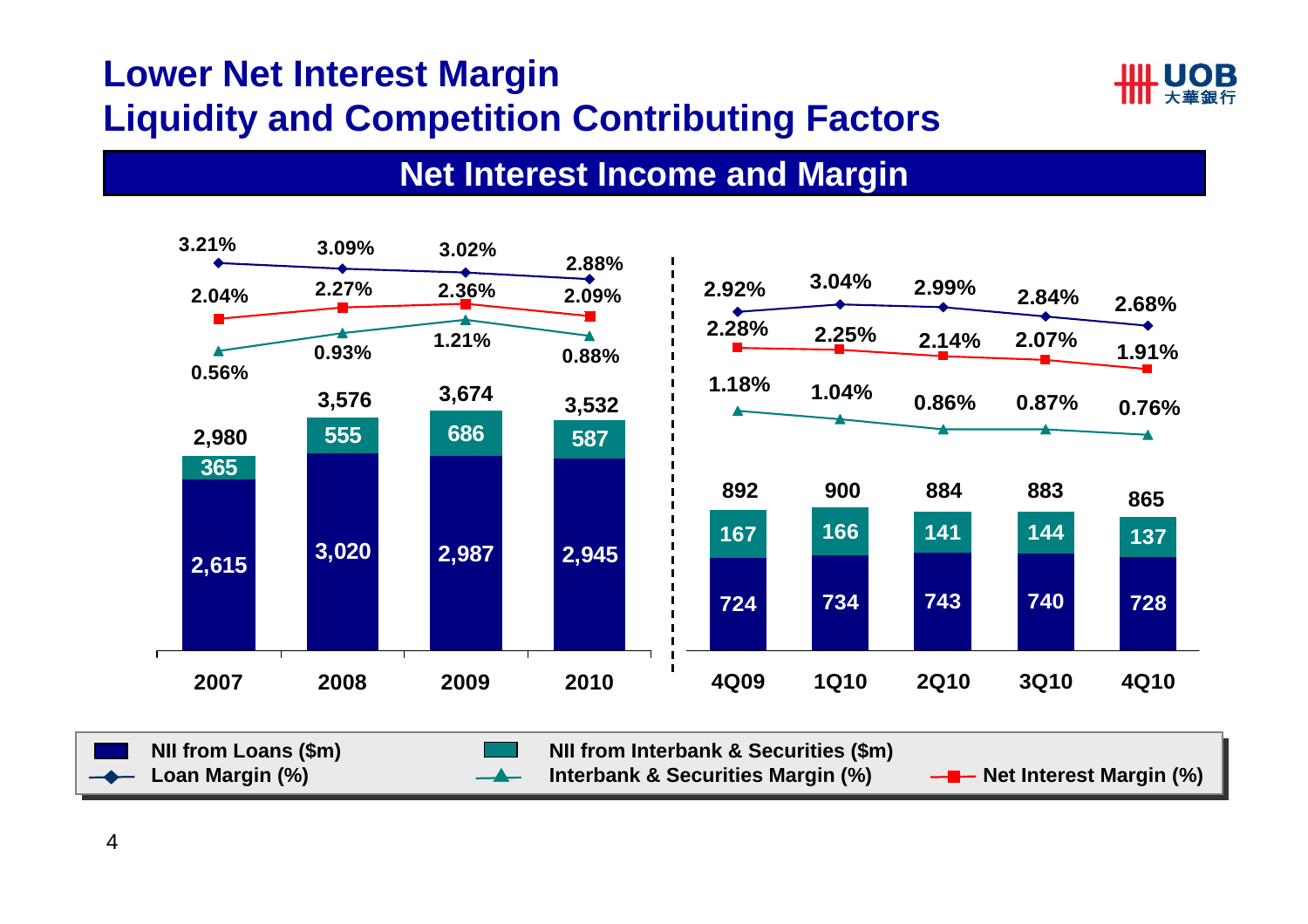# Lower Net Interest Margin
# Liquidity and Competition Contributing Factors

## Net Interest Income and Margin

| | 2007 | 2008 | 2009 | 2010 | 4Q09 | 1Q10 | 2Q10 | 3Q10 | 4Q10 |
|---|---|---|---|---|---|---|---|---|---|
| NII from Loans ($m) | 2,615 | 3,020 | 2,987 | 2,945 | 724 | 734 | 743 | 740 | 728 |
| NII from Interbank & Securities ($m) | 365 | 555 | 686 | 587 | 167 | 166 | 141 | 144 | 137 |
| Total ($m) | 2,980 | 3,576 | 3,674 | 3,532 | 892 | 900 | 884 | 883 | 865 |
| Loan Margin (%) | 3.21% | 3.09% | 3.02% | 2.88% | 2.92% | 3.04% | 2.99% | 2.84% | 2.68% |
| Interbank & Securities Margin (%) | 0.56% | 0.93% | 1.21% | 0.88% | 1.18% | 1.04% | 0.86% | 0.87% | 0.76% |
| Net Interest Margin (%) | 2.04% | 2.27% | 2.36% | 2.09% | 2.28% | 2.25% | 2.14% | 2.07% | 1.91% |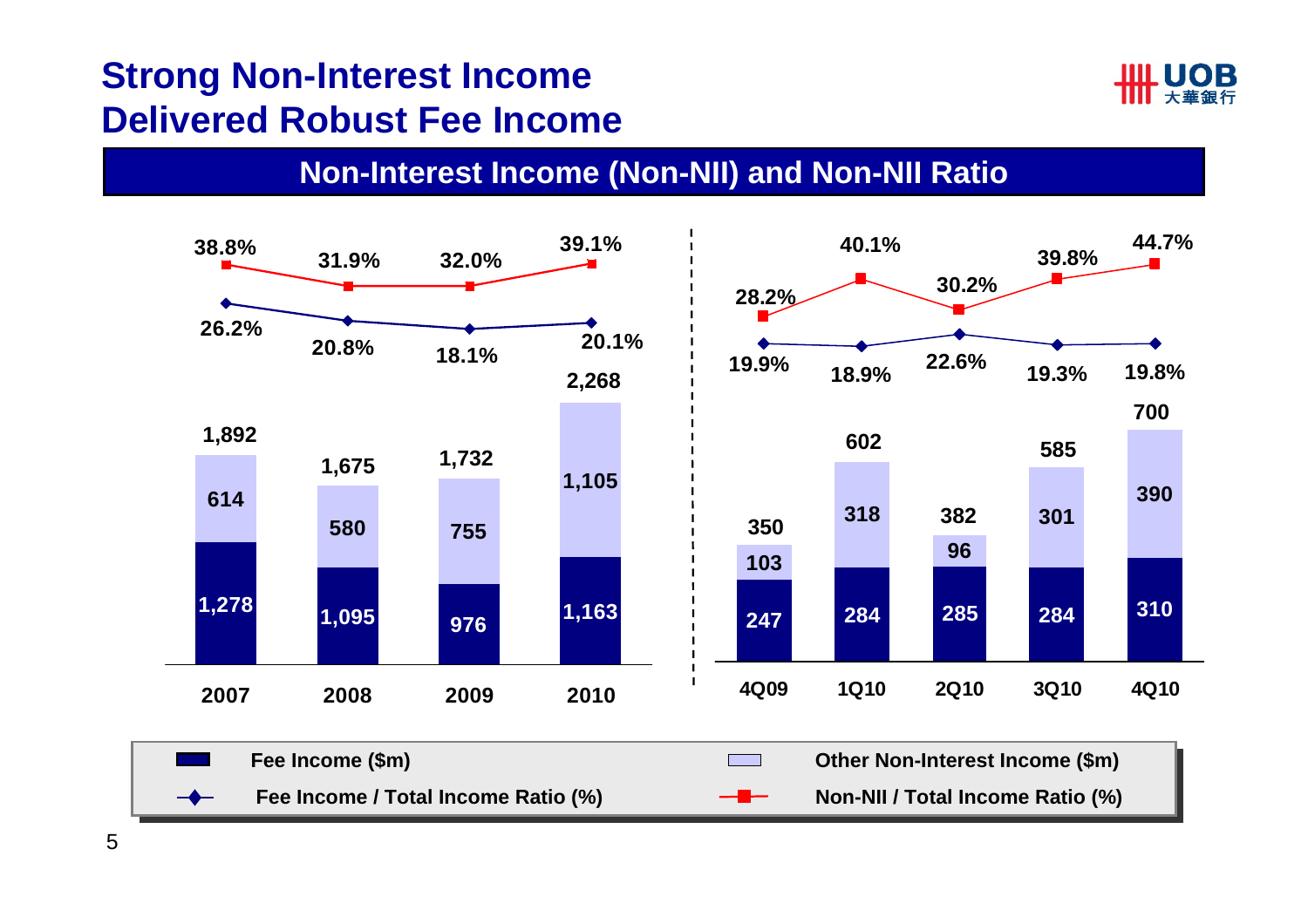# Strong Non-Interest Income Delivered Robust Fee Income

## Non-Interest Income (Non-NII) and Non-NII Ratio

| | 2007 | 2008 | 2009 | 2010 | 4Q09 | 1Q10 | 2Q10 | 3Q10 | 4Q10 |
|---|---|---|---|---|---|---|---|---|---|
| Fee Income ($m) | 1,278 | 1,095 | 976 | 1,163 | 247 | 284 | 285 | 284 | 310 |
| Other Non-Interest Income ($m) | 614 | 580 | 755 | 1,105 | 103 | 318 | 96 | 301 | 390 |
| Total | 1,892 | 1,675 | 1,732 | 2,268 | 350 | 602 | 382 | 585 | 700 |
| Fee Income / Total Income Ratio (%) | 26.2% | 20.8% | 18.1% | 20.1% | 19.9% | 18.9% | 22.6% | 19.3% | 19.8% |
| Non-NII / Total Income Ratio (%) | 38.8% | 31.9% | 32.0% | 39.1% | 28.2% | 40.1% | 30.2% | 39.8% | 44.7% |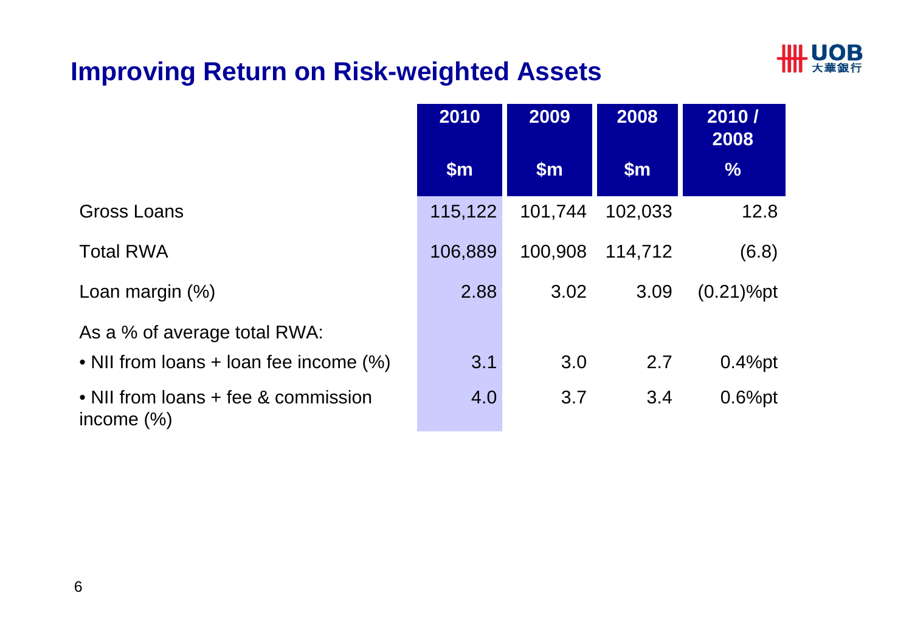# Improving Return on Risk-weighted Assets

| | 2010<br>$m | 2009<br>$m | 2008<br>$m | 2010 / 2008<br>% |
|---|---|---|---|---|
| Gross Loans | 115,122 | 101,744 | 102,033 | 12.8 |
| Total RWA | 106,889 | 100,908 | 114,712 | (6.8) |
| Loan margin (%) | 2.88 | 3.02 | 3.09 | (0.21)%pt |
| As a % of average total RWA: | | | | |
| • NII from loans + loan fee income (%) | 3.1 | 3.0 | 2.7 | 0.4%pt |
| • NII from loans + fee & commission income (%) | 4.0 | 3.7 | 3.4 | 0.6%pt |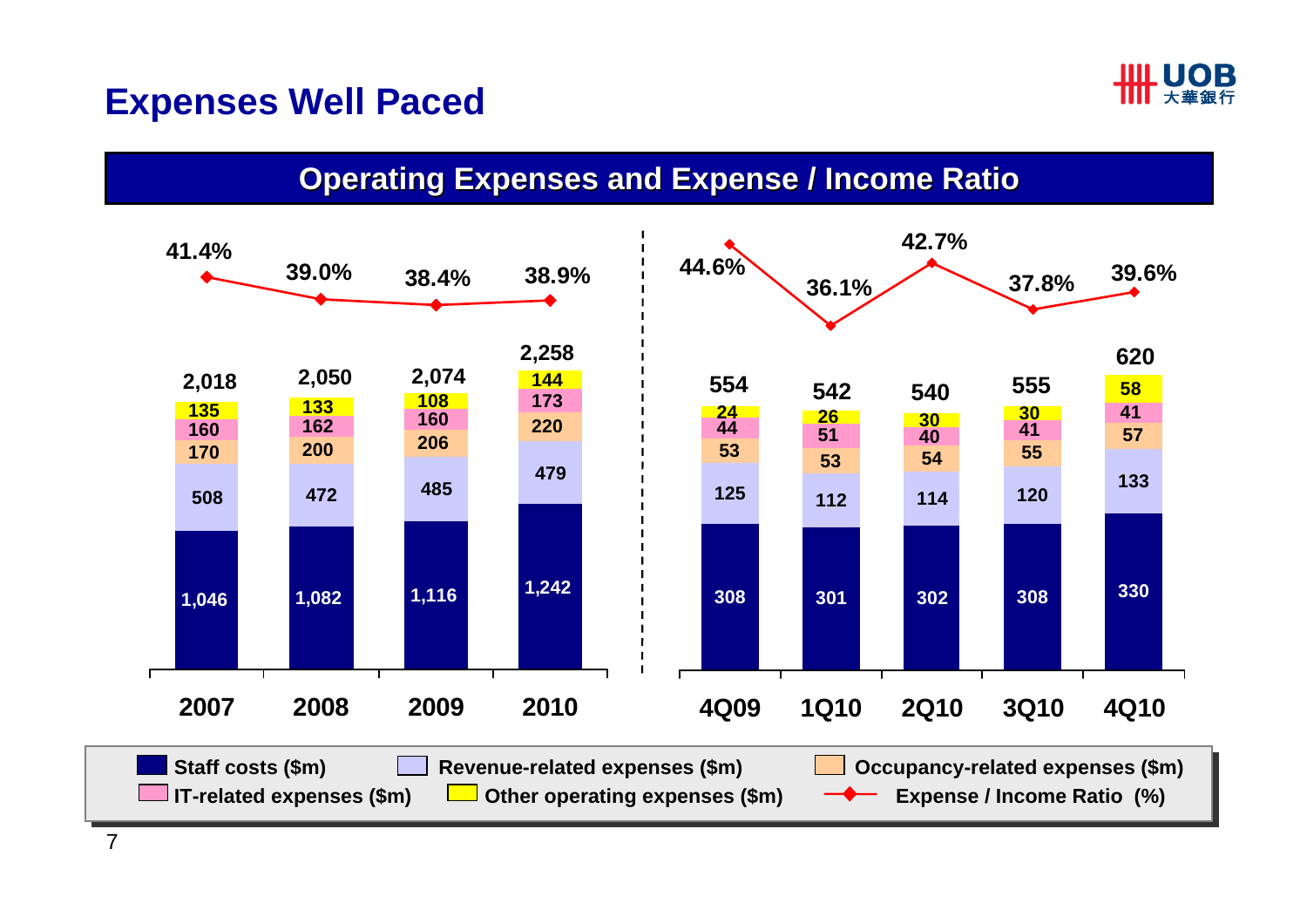# Expenses Well Paced

## Operating Expenses and Expense / Income Ratio

| | 2007 | 2008 | 2009 | 2010 | 4Q09 | 1Q10 | 2Q10 | 3Q10 | 4Q10 |
|---|---|---|---|---|---|---|---|---|---|
| Staff costs ($m) | 1,046 | 1,082 | 1,116 | 1,242 | 308 | 301 | 302 | 308 | 330 |
| Revenue-related expenses ($m) | 508 | 472 | 485 | 479 | 125 | 112 | 114 | 120 | 133 |
| Occupancy-related expenses ($m) | 170 | 200 | 206 | 220 | 53 | 53 | 54 | 55 | 57 |
| IT-related expenses ($m) | 160 | 162 | 160 | 173 | 44 | 51 | 40 | 41 | 41 |
| Other operating expenses ($m) | 135 | 133 | 108 | 144 | 24 | 26 | 30 | 30 | 58 |
| Total | 2,018 | 2,050 | 2,074 | 2,258 | 554 | 542 | 540 | 555 | 620 |
| Expense / Income Ratio (%) | 41.4% | 39.0% | 38.4% | 38.9% | 44.6% | 36.1% | 42.7% | 37.8% | 39.6% |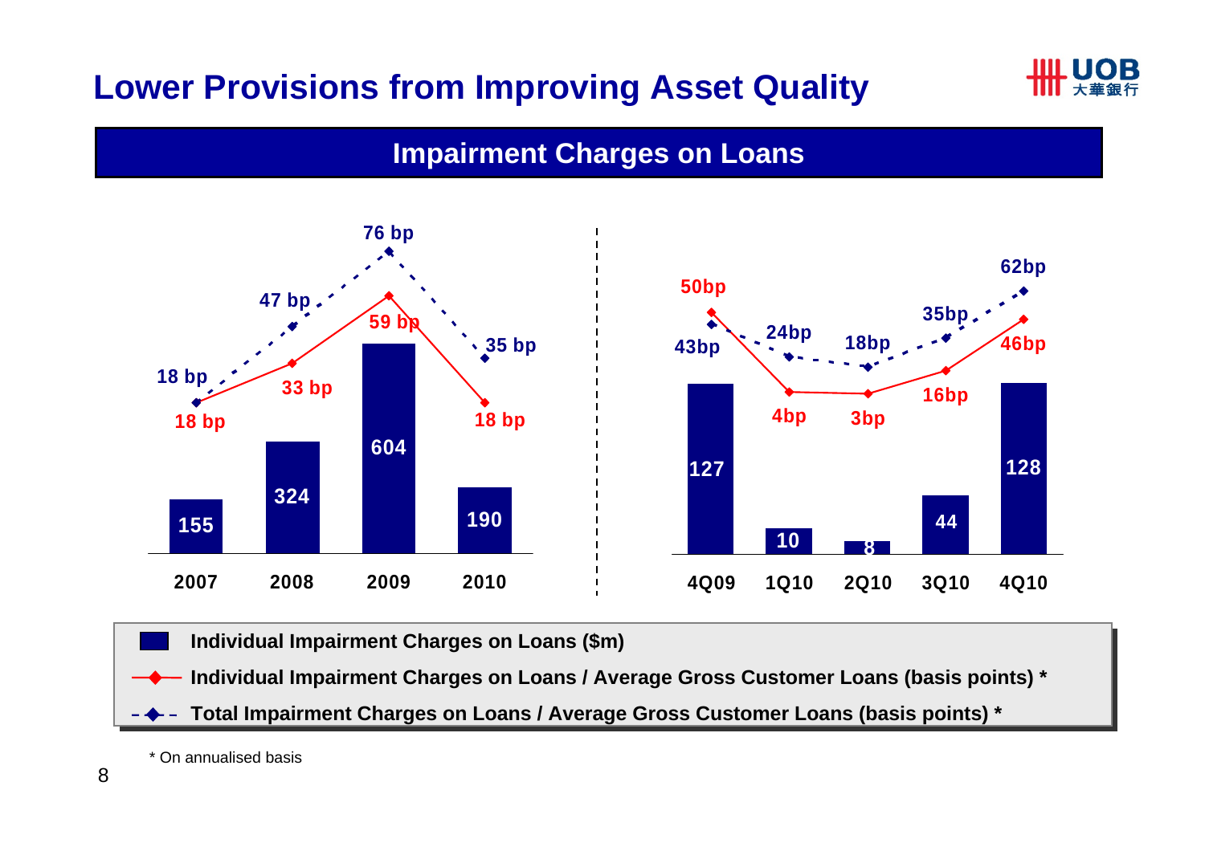# Lower Provisions from Improving Asset Quality

## Impairment Charges on Loans

| | 2007 | 2008 | 2009 | 2010 |
|---|---|---|---|---|
| Individual Impairment Charges on Loans ($m) | 155 | 324 | 604 | 190 |
| Individual Impairment Charges on Loans / Average Gross Customer Loans (basis points) * | 18 bp | 33 bp | 59 bp | 18 bp |
| Total Impairment Charges on Loans / Average Gross Customer Loans (basis points) * | 18 bp | 47 bp | 76 bp | 35 bp |

| | 4Q09 | 1Q10 | 2Q10 | 3Q10 | 4Q10 |
|---|---|---|---|---|---|
| Individual Impairment Charges on Loans ($m) | 127 | 10 | 8 | 44 | 128 |
| Individual Impairment Charges on Loans / Average Gross Customer Loans (basis points) * | 50bp | 4bp | 3bp | 16bp | 46bp |
| Total Impairment Charges on Loans / Average Gross Customer Loans (basis points) * | 43bp | 24bp | 18bp | 35bp | 62bp |

\* On annualised basis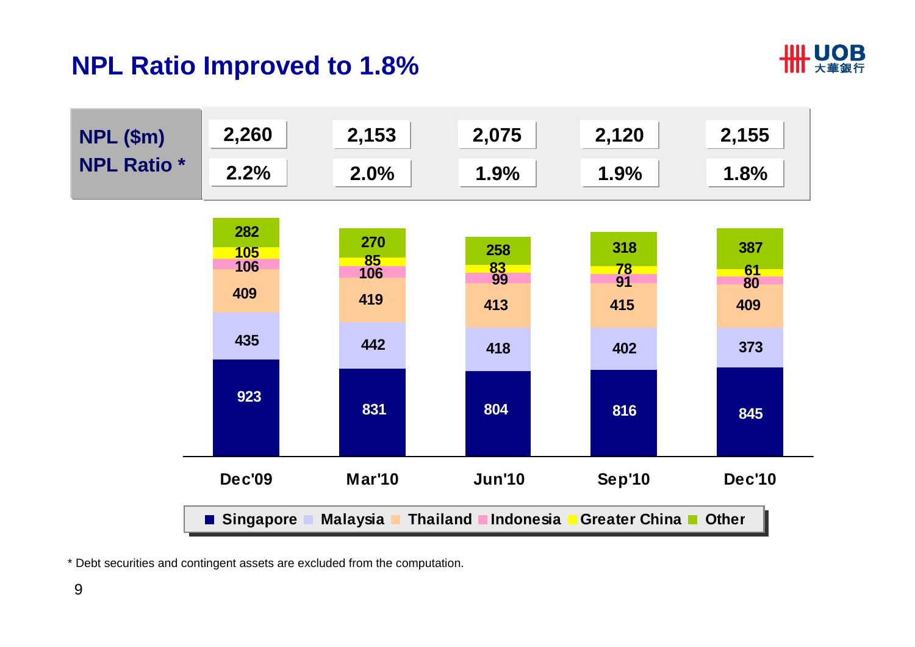# NPL Ratio Improved to 1.8%

| | Dec'09 | Mar'10 | Jun'10 | Sep'10 | Dec'10 |
|---|---|---|---|---|---|
| NPL ($m) | 2,260 | 2,153 | 2,075 | 2,120 | 2,155 |
| NPL Ratio * | 2.2% | 2.0% | 1.9% | 1.9% | 1.8% |

| | Dec'09 | Mar'10 | Jun'10 | Sep'10 | Dec'10 |
|---|---|---|---|---|---|
| Singapore | 923 | 831 | 804 | 816 | 845 |
| Malaysia | 435 | 442 | 418 | 402 | 373 |
| Thailand | 409 | 419 | 413 | 415 | 409 |
| Indonesia | 106 | 106 | 99 | 91 | 80 |
| Greater China | 105 | 85 | 83 | 78 | 61 |
| Other | 282 | 270 | 258 | 318 | 387 |

\* Debt securities and contingent assets are excluded from the computation.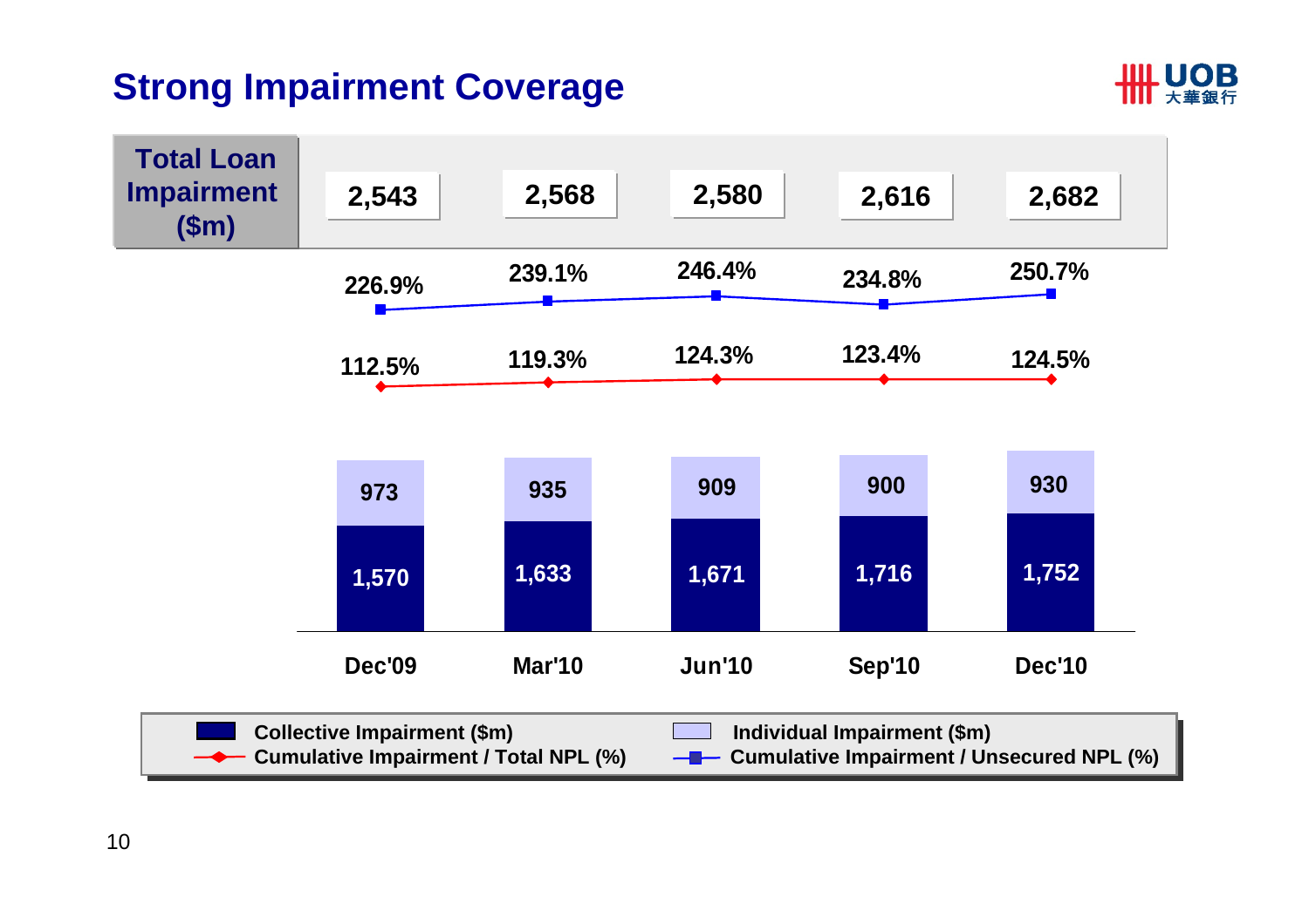# Strong Impairment Coverage

| | Dec'09 | Mar'10 | Jun'10 | Sep'10 | Dec'10 |
|---|---|---|---|---|---|
| Total Loan Impairment ($m) | 2,543 | 2,568 | 2,580 | 2,616 | 2,682 |
| Cumulative Impairment / Unsecured NPL (%) | 226.9% | 239.1% | 246.4% | 234.8% | 250.7% |
| Cumulative Impairment / Total NPL (%) | 112.5% | 119.3% | 124.3% | 123.4% | 124.5% |
| Individual Impairment ($m) | 973 | 935 | 909 | 900 | 930 |
| Collective Impairment ($m) | 1,570 | 1,633 | 1,671 | 1,716 | 1,752 |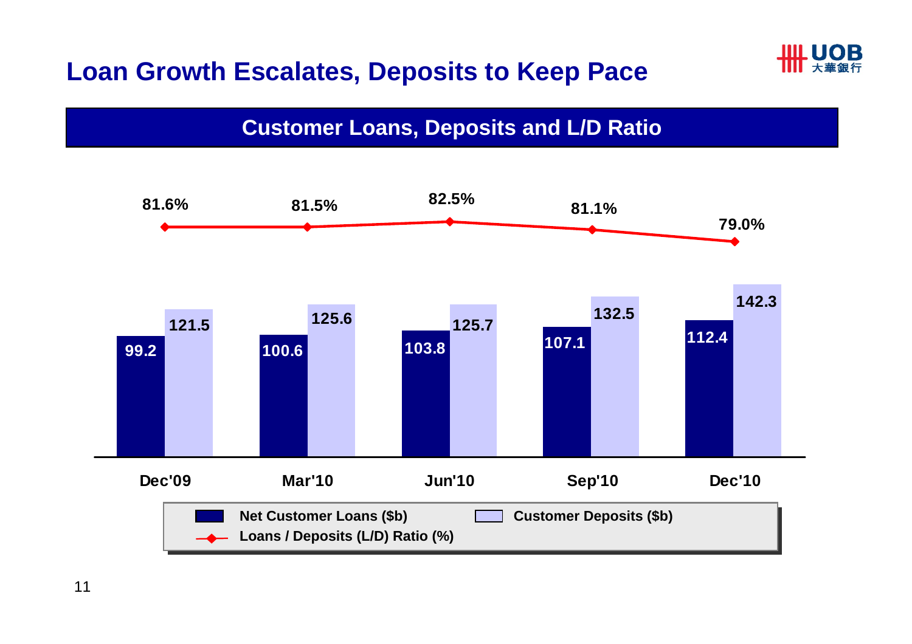# Loan Growth Escalates, Deposits to Keep Pace

## Customer Loans, Deposits and L/D Ratio

| | Dec'09 | Mar'10 | Jun'10 | Sep'10 | Dec'10 |
|---|---|---|---|---|---|
| Net Customer Loans ($b) | 99.2 | 100.6 | 103.8 | 107.1 | 112.4 |
| Customer Deposits ($b) | 121.5 | 125.6 | 125.7 | 132.5 | 142.3 |
| Loans / Deposits (L/D) Ratio (%) | 81.6% | 81.5% | 82.5% | 81.1% | 79.0% |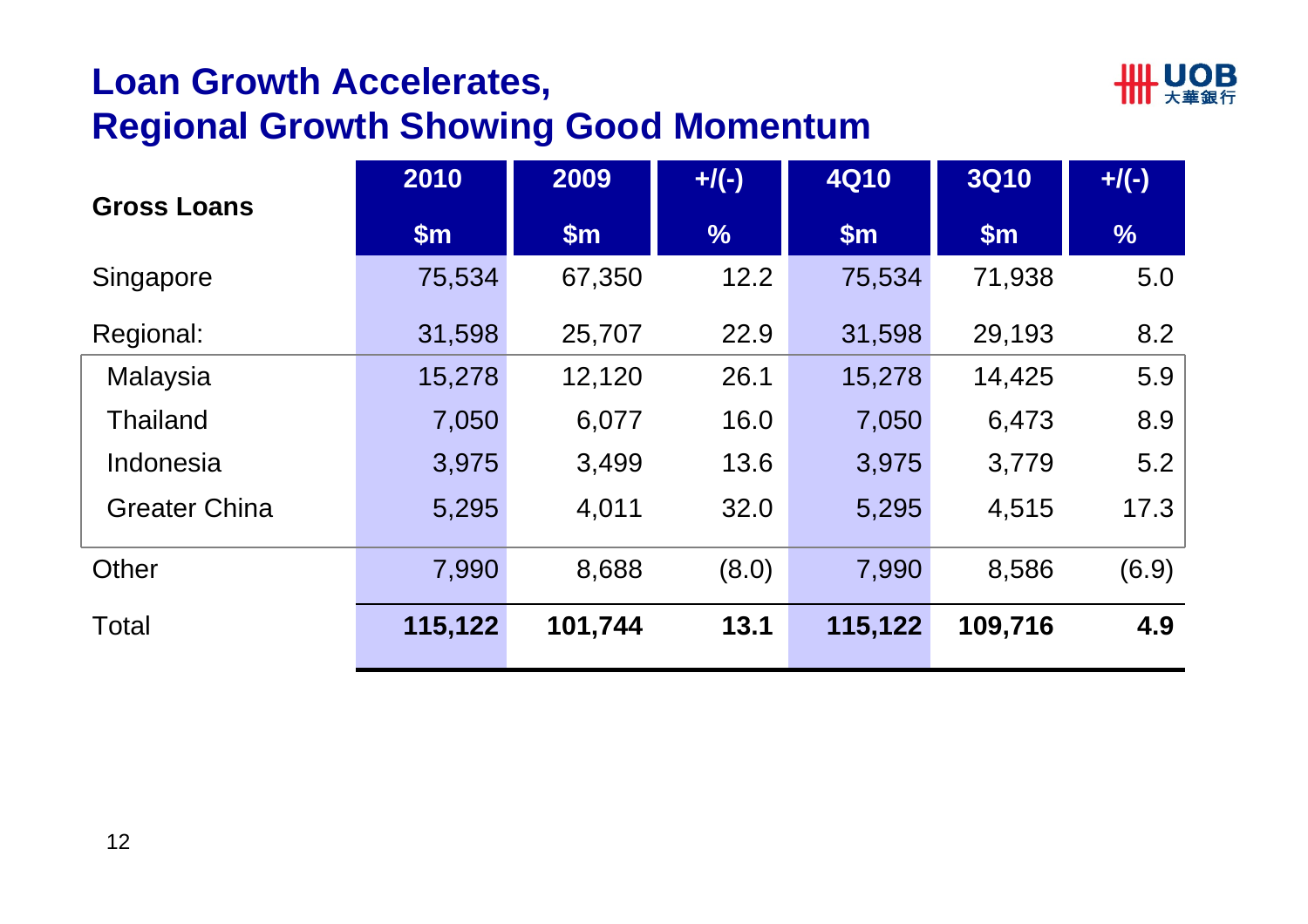# Loan Growth Accelerates, Regional Growth Showing Good Momentum

| Gross Loans | 2010 | 2009 | +/(-) | 4Q10 | 3Q10 | +/(-) |
|---|---|---|---|---|---|---|
| | $m | $m | % | $m | $m | % |
| Singapore | 75,534 | 67,350 | 12.2 | 75,534 | 71,938 | 5.0 |
| Regional: | 31,598 | 25,707 | 22.9 | 31,598 | 29,193 | 8.2 |
| Malaysia | 15,278 | 12,120 | 26.1 | 15,278 | 14,425 | 5.9 |
| Thailand | 7,050 | 6,077 | 16.0 | 7,050 | 6,473 | 8.9 |
| Indonesia | 3,975 | 3,499 | 13.6 | 3,975 | 3,779 | 5.2 |
| Greater China | 5,295 | 4,011 | 32.0 | 5,295 | 4,515 | 17.3 |
| Other | 7,990 | 8,688 | (8.0) | 7,990 | 8,586 | (6.9) |
| Total | **115,122** | **101,744** | **13.1** | **115,122** | **109,716** | **4.9** |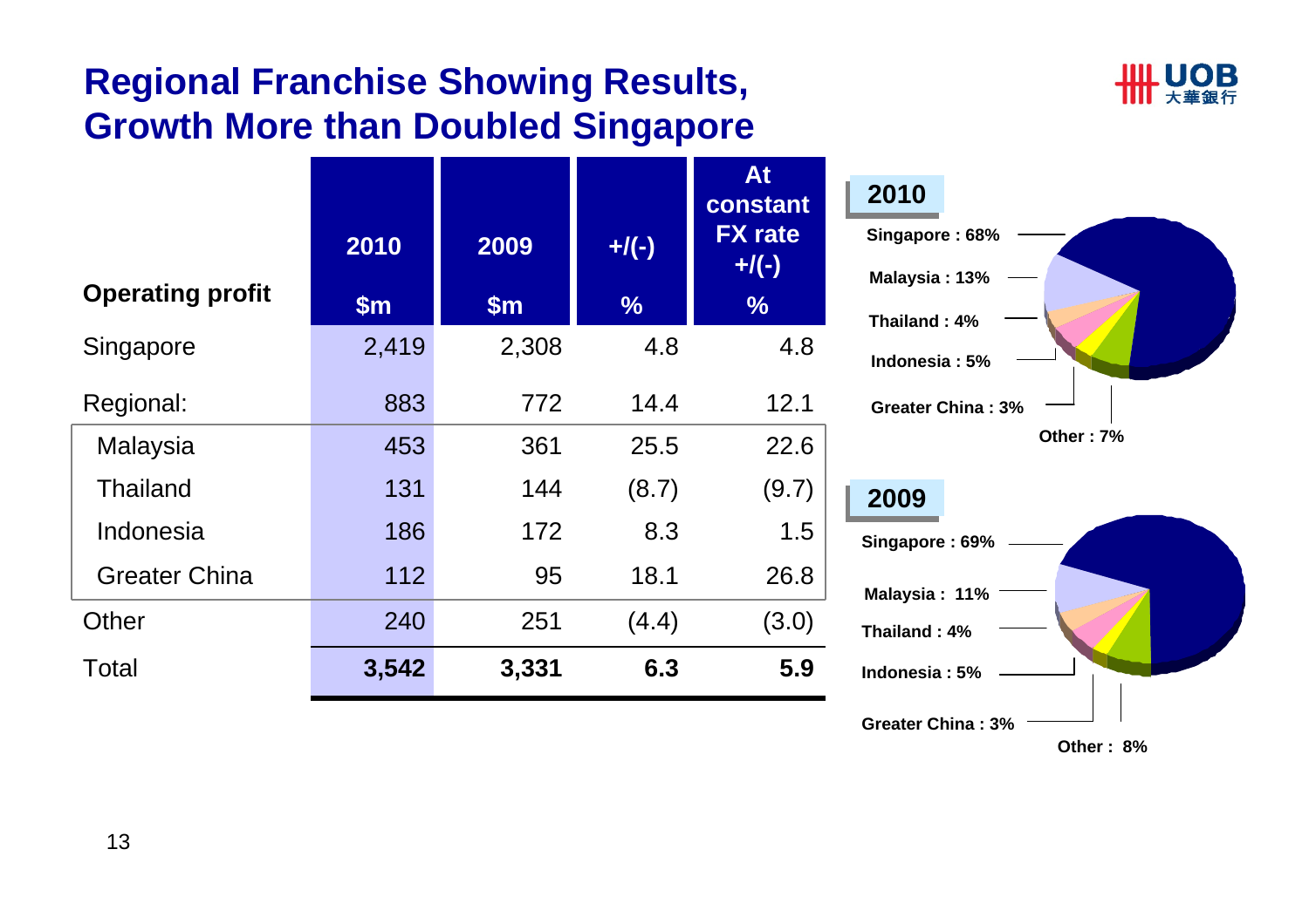# Regional Franchise Showing Results, Growth More than Doubled Singapore

| Operating profit | 2010 $m | 2009 $m | +/(-) % | At constant FX rate +/(-) % |
|---|---|---|---|---|
| Singapore | 2,419 | 2,308 | 4.8 | 4.8 |
| Regional: | 883 | 772 | 14.4 | 12.1 |
| Malaysia | 453 | 361 | 25.5 | 22.6 |
| Thailand | 131 | 144 | (8.7) | (9.7) |
| Indonesia | 186 | 172 | 8.3 | 1.5 |
| Greater China | 112 | 95 | 18.1 | 26.8 |
| Other | 240 | 251 | (4.4) | (3.0) |
| **Total** | **3,542** | **3,331** | **6.3** | **5.9** |

**2010**

- Singapore : 68%
- Malaysia : 13%
- Thailand : 4%
- Indonesia : 5%
- Greater China : 3%
- Other : 7%

**2009**

- Singapore : 69%
- Malaysia : 11%
- Thailand : 4%
- Indonesia : 5%
- Greater China : 3%
- Other : 8%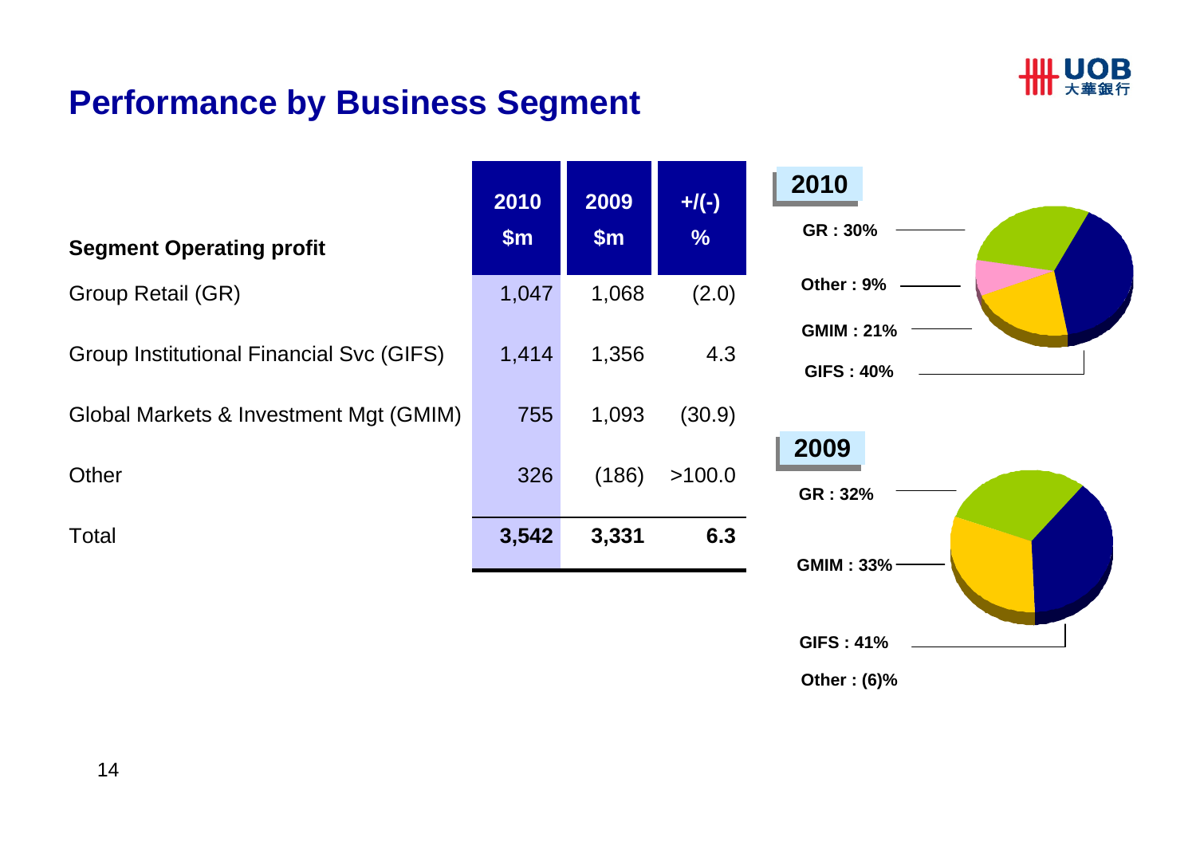# Performance by Business Segment

| Segment Operating profit | 2010 $m | 2009 $m | +/(-) % |
|---|---|---|---|
| Group Retail (GR) | 1,047 | 1,068 | (2.0) |
| Group Institutional Financial Svc (GIFS) | 1,414 | 1,356 | 4.3 |
| Global Markets & Investment Mgt (GMIM) | 755 | 1,093 | (30.9) |
| Other | 326 | (186) | >100.0 |
| Total | **3,542** | **3,331** | **6.3** |

**2010**

**GR : 30%**

**Other : 9%**

**GMIM : 21%**

**GIFS : 40%**

**2009**

**GR : 32%**

**GMIM : 33%**

**GIFS : 41%**

**Other : (6)%**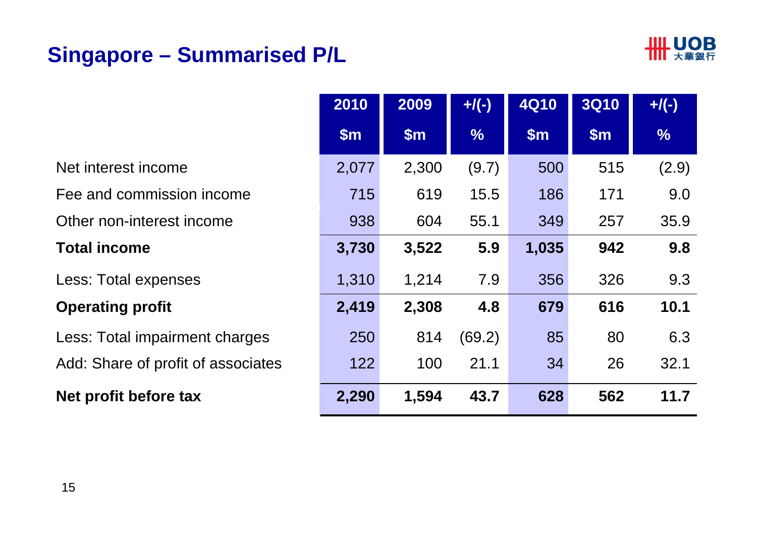# Singapore – Summarised P/L

| | 2010 | 2009 | +/(-) | 4Q10 | 3Q10 | +/(-) |
|---|---|---|---|---|---|---|
| | $m | $m | % | $m | $m | % |
| Net interest income | 2,077 | 2,300 | (9.7) | 500 | 515 | (2.9) |
| Fee and commission income | 715 | 619 | 15.5 | 186 | 171 | 9.0 |
| Other non-interest income | 938 | 604 | 55.1 | 349 | 257 | 35.9 |
| **Total income** | **3,730** | **3,522** | **5.9** | **1,035** | **942** | **9.8** |
| Less: Total expenses | 1,310 | 1,214 | 7.9 | 356 | 326 | 9.3 |
| **Operating profit** | **2,419** | **2,308** | **4.8** | **679** | **616** | **10.1** |
| Less: Total impairment charges | 250 | 814 | (69.2) | 85 | 80 | 6.3 |
| Add: Share of profit of associates | 122 | 100 | 21.1 | 34 | 26 | 32.1 |
| **Net profit before tax** | **2,290** | **1,594** | **43.7** | **628** | **562** | **11.7** |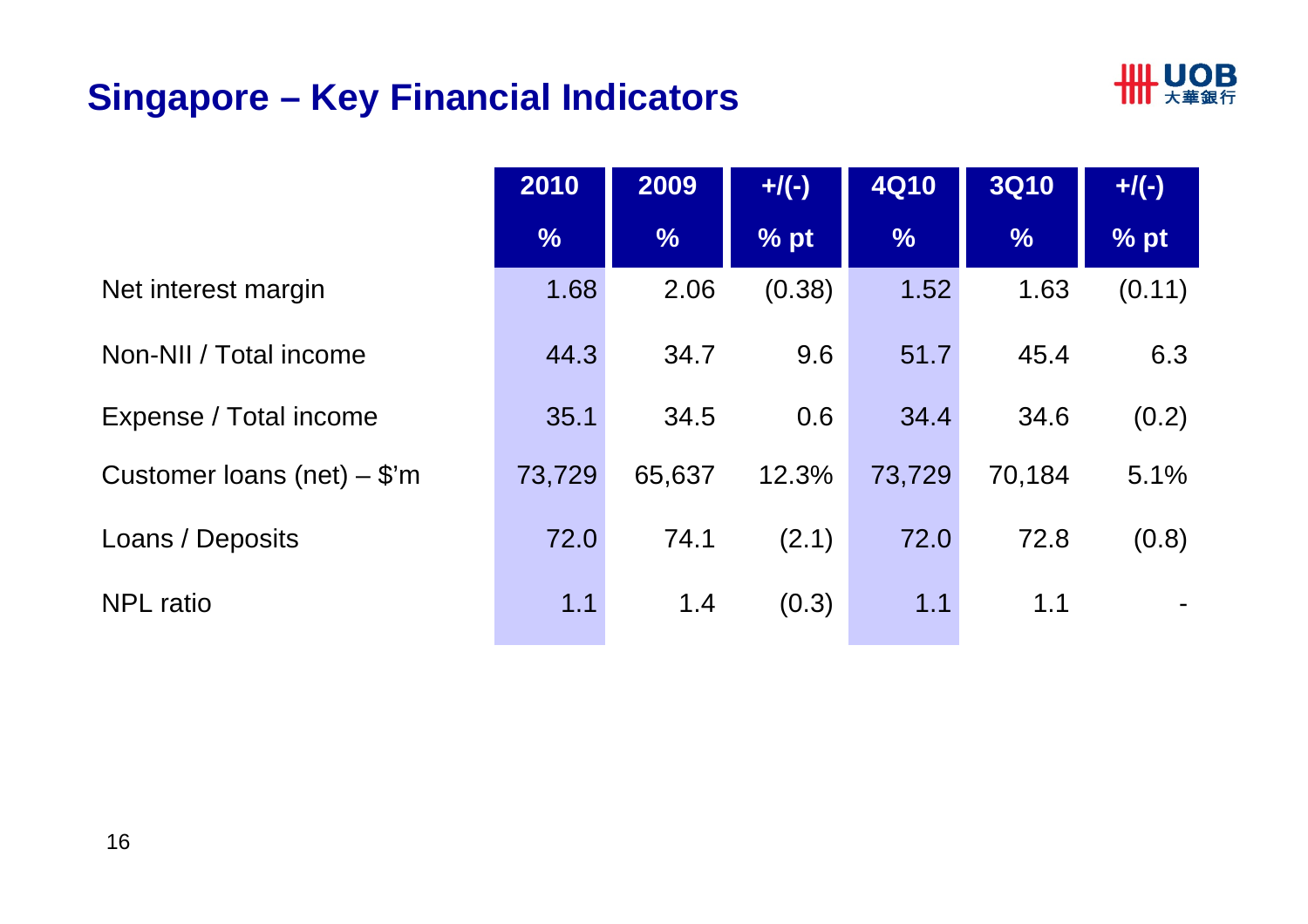# Singapore – Key Financial Indicators

| | 2010 | 2009 | +/(-) | 4Q10 | 3Q10 | +/(-) |
|---|---|---|---|---|---|---|
| | % | % | % pt | % | % | % pt |
| Net interest margin | 1.68 | 2.06 | (0.38) | 1.52 | 1.63 | (0.11) |
| Non-NII / Total income | 44.3 | 34.7 | 9.6 | 51.7 | 45.4 | 6.3 |
| Expense / Total income | 35.1 | 34.5 | 0.6 | 34.4 | 34.6 | (0.2) |
| Customer loans (net) – $'m | 73,729 | 65,637 | 12.3% | 73,729 | 70,184 | 5.1% |
| Loans / Deposits | 72.0 | 74.1 | (2.1) | 72.0 | 72.8 | (0.8) |
| NPL ratio | 1.1 | 1.4 | (0.3) | 1.1 | 1.1 | - |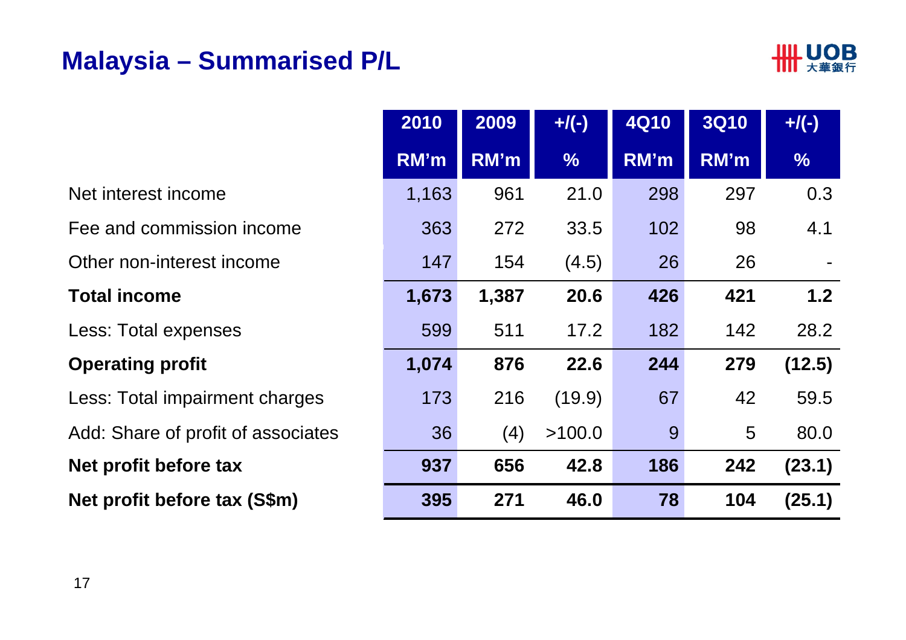# Malaysia – Summarised P/L

| | 2010 RM'm | 2009 RM'm | +/(-) % | 4Q10 RM'm | 3Q10 RM'm | +/(-) % |
|---|---|---|---|---|---|---|
| Net interest income | 1,163 | 961 | 21.0 | 298 | 297 | 0.3 |
| Fee and commission income | 363 | 272 | 33.5 | 102 | 98 | 4.1 |
| Other non-interest income | 147 | 154 | (4.5) | 26 | 26 | - |
| **Total income** | **1,673** | **1,387** | **20.6** | **426** | **421** | **1.2** |
| Less: Total expenses | 599 | 511 | 17.2 | 182 | 142 | 28.2 |
| **Operating profit** | **1,074** | **876** | **22.6** | **244** | **279** | **(12.5)** |
| Less: Total impairment charges | 173 | 216 | (19.9) | 67 | 42 | 59.5 |
| Add: Share of profit of associates | 36 | (4) | >100.0 | 9 | 5 | 80.0 |
| **Net profit before tax** | **937** | **656** | **42.8** | **186** | **242** | **(23.1)** |
| **Net profit before tax (S$m)** | **395** | **271** | **46.0** | **78** | **104** | **(25.1)** |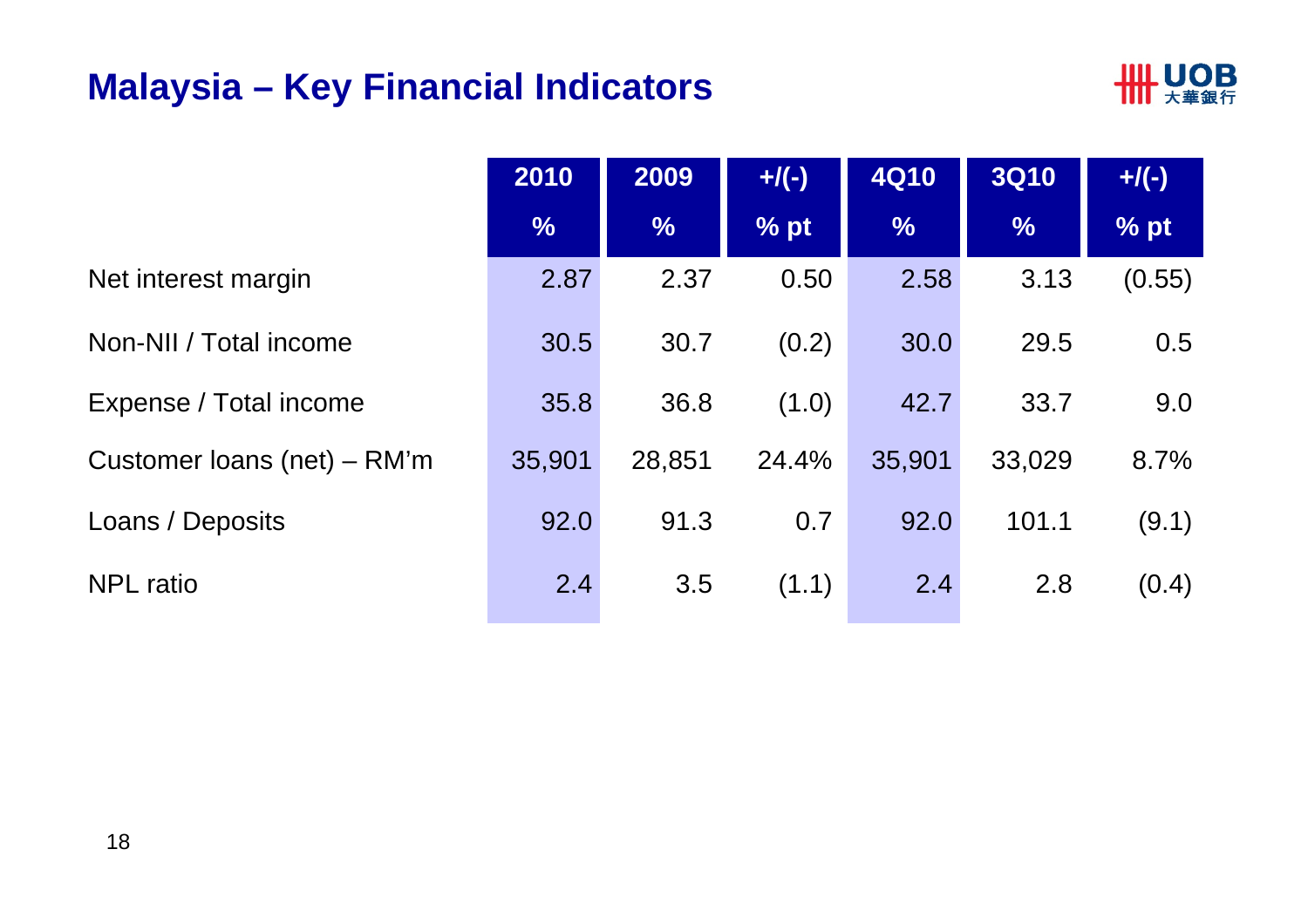# Malaysia – Key Financial Indicators

| | 2010 | 2009 | +/(-) | 4Q10 | 3Q10 | +/(-) |
|---|---|---|---|---|---|---|
| | % | % | % pt | % | % | % pt |
| Net interest margin | 2.87 | 2.37 | 0.50 | 2.58 | 3.13 | (0.55) |
| Non-NII / Total income | 30.5 | 30.7 | (0.2) | 30.0 | 29.5 | 0.5 |
| Expense / Total income | 35.8 | 36.8 | (1.0) | 42.7 | 33.7 | 9.0 |
| Customer loans (net) – RM’m | 35,901 | 28,851 | 24.4% | 35,901 | 33,029 | 8.7% |
| Loans / Deposits | 92.0 | 91.3 | 0.7 | 92.0 | 101.1 | (9.1) |
| NPL ratio | 2.4 | 3.5 | (1.1) | 2.4 | 2.8 | (0.4) |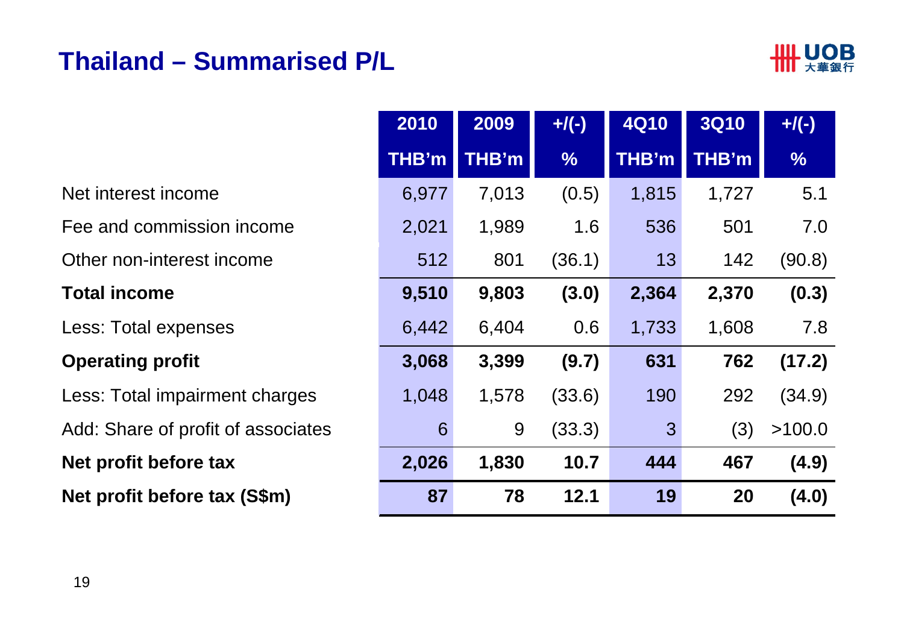# Thailand – Summarised P/L

| | 2010<br>THB'm | 2009<br>THB'm | +/(-)<br>% | 4Q10<br>THB'm | 3Q10<br>THB'm | +/(-)<br>% |
|---|---|---|---|---|---|---|
| Net interest income | 6,977 | 7,013 | (0.5) | 1,815 | 1,727 | 5.1 |
| Fee and commission income | 2,021 | 1,989 | 1.6 | 536 | 501 | 7.0 |
| Other non-interest income | 512 | 801 | (36.1) | 13 | 142 | (90.8) |
| **Total income** | **9,510** | **9,803** | **(3.0)** | **2,364** | **2,370** | **(0.3)** |
| Less: Total expenses | 6,442 | 6,404 | 0.6 | 1,733 | 1,608 | 7.8 |
| **Operating profit** | **3,068** | **3,399** | **(9.7)** | **631** | **762** | **(17.2)** |
| Less: Total impairment charges | 1,048 | 1,578 | (33.6) | 190 | 292 | (34.9) |
| Add: Share of profit of associates | 6 | 9 | (33.3) | 3 | (3) | >100.0 |
| **Net profit before tax** | **2,026** | **1,830** | **10.7** | **444** | **467** | **(4.9)** |
| **Net profit before tax (S$m)** | **87** | **78** | **12.1** | **19** | **20** | **(4.0)** |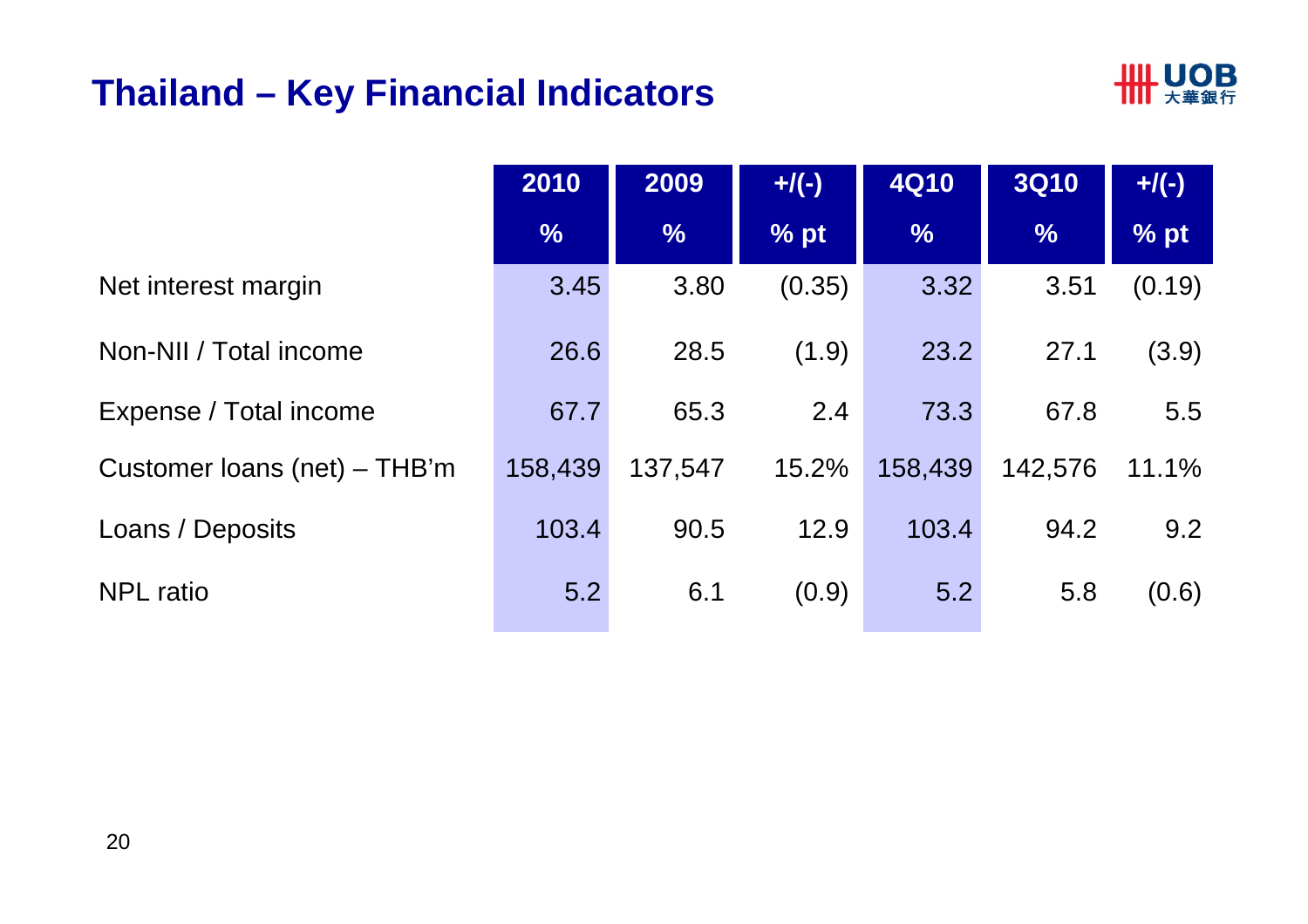# Thailand – Key Financial Indicators

| | 2010 | 2009 | +/(-) | 4Q10 | 3Q10 | +/(-) |
|---|---|---|---|---|---|---|
| | % | % | % pt | % | % | % pt |
| Net interest margin | 3.45 | 3.80 | (0.35) | 3.32 | 3.51 | (0.19) |
| Non-NII / Total income | 26.6 | 28.5 | (1.9) | 23.2 | 27.1 | (3.9) |
| Expense / Total income | 67.7 | 65.3 | 2.4 | 73.3 | 67.8 | 5.5 |
| Customer loans (net) – THB'm | 158,439 | 137,547 | 15.2% | 158,439 | 142,576 | 11.1% |
| Loans / Deposits | 103.4 | 90.5 | 12.9 | 103.4 | 94.2 | 9.2 |
| NPL ratio | 5.2 | 6.1 | (0.9) | 5.2 | 5.8 | (0.6) |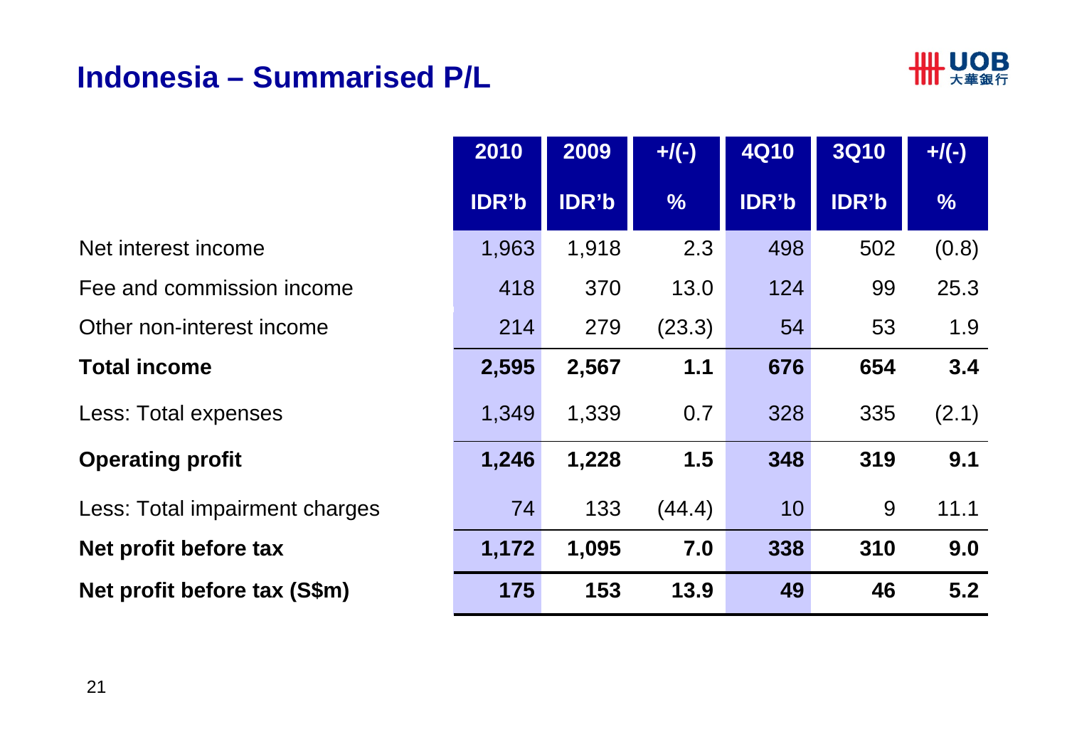# Indonesia – Summarised P/L

| | 2010 IDR'b | 2009 IDR'b | +/(-) % | 4Q10 IDR'b | 3Q10 IDR'b | +/(-) % |
|---|---|---|---|---|---|---|
| Net interest income | 1,963 | 1,918 | 2.3 | 498 | 502 | (0.8) |
| Fee and commission income | 418 | 370 | 13.0 | 124 | 99 | 25.3 |
| Other non-interest income | 214 | 279 | (23.3) | 54 | 53 | 1.9 |
| **Total income** | **2,595** | **2,567** | **1.1** | **676** | **654** | **3.4** |
| Less: Total expenses | 1,349 | 1,339 | 0.7 | 328 | 335 | (2.1) |
| **Operating profit** | **1,246** | **1,228** | **1.5** | **348** | **319** | **9.1** |
| Less: Total impairment charges | 74 | 133 | (44.4) | 10 | 9 | 11.1 |
| **Net profit before tax** | **1,172** | **1,095** | **7.0** | **338** | **310** | **9.0** |
| **Net profit before tax (S$m)** | **175** | **153** | **13.9** | **49** | **46** | **5.2** |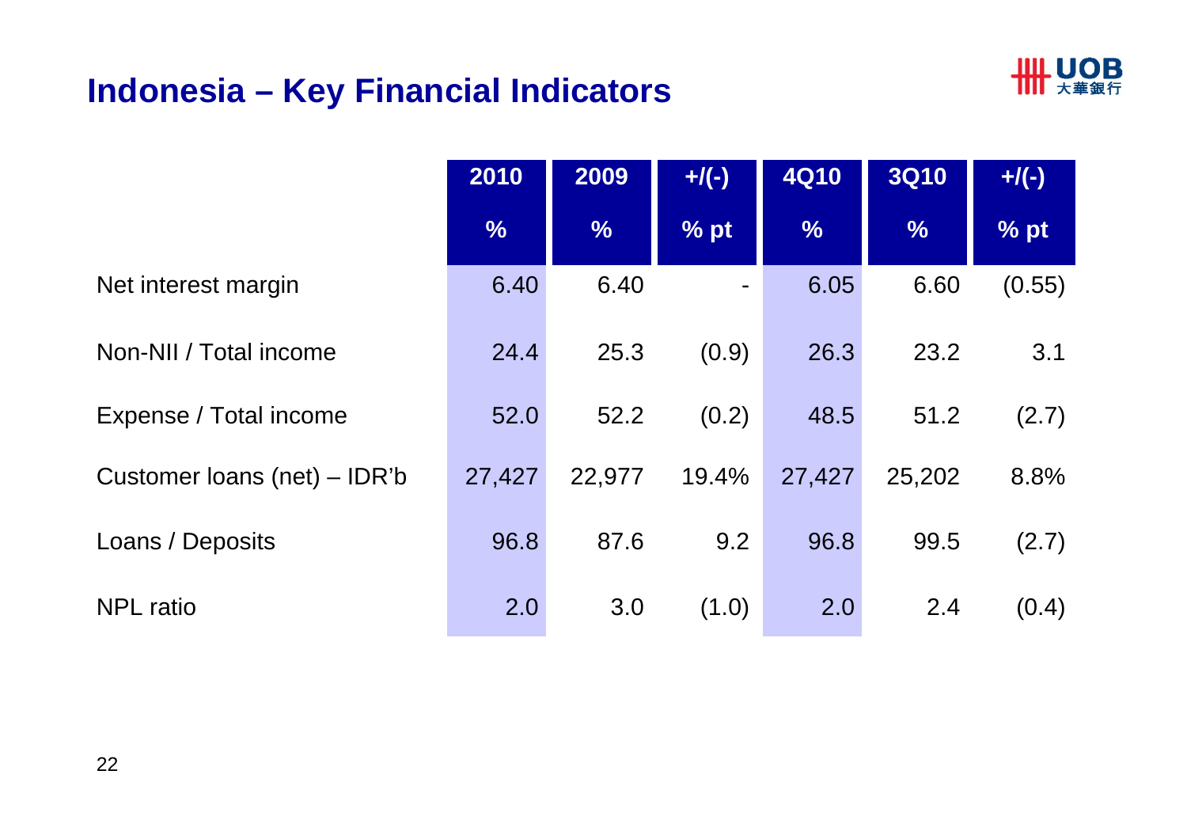# Indonesia – Key Financial Indicators

| | 2010 | 2009 | +/(-) | 4Q10 | 3Q10 | +/(-) |
|---|---|---|---|---|---|---|
| | % | % | % pt | % | % | % pt |
| Net interest margin | 6.40 | 6.40 | - | 6.05 | 6.60 | (0.55) |
| Non-NII / Total income | 24.4 | 25.3 | (0.9) | 26.3 | 23.2 | 3.1 |
| Expense / Total income | 52.0 | 52.2 | (0.2) | 48.5 | 51.2 | (2.7) |
| Customer loans (net) – IDR'b | 27,427 | 22,977 | 19.4% | 27,427 | 25,202 | 8.8% |
| Loans / Deposits | 96.8 | 87.6 | 9.2 | 96.8 | 99.5 | (2.7) |
| NPL ratio | 2.0 | 3.0 | (1.0) | 2.0 | 2.4 | (0.4) |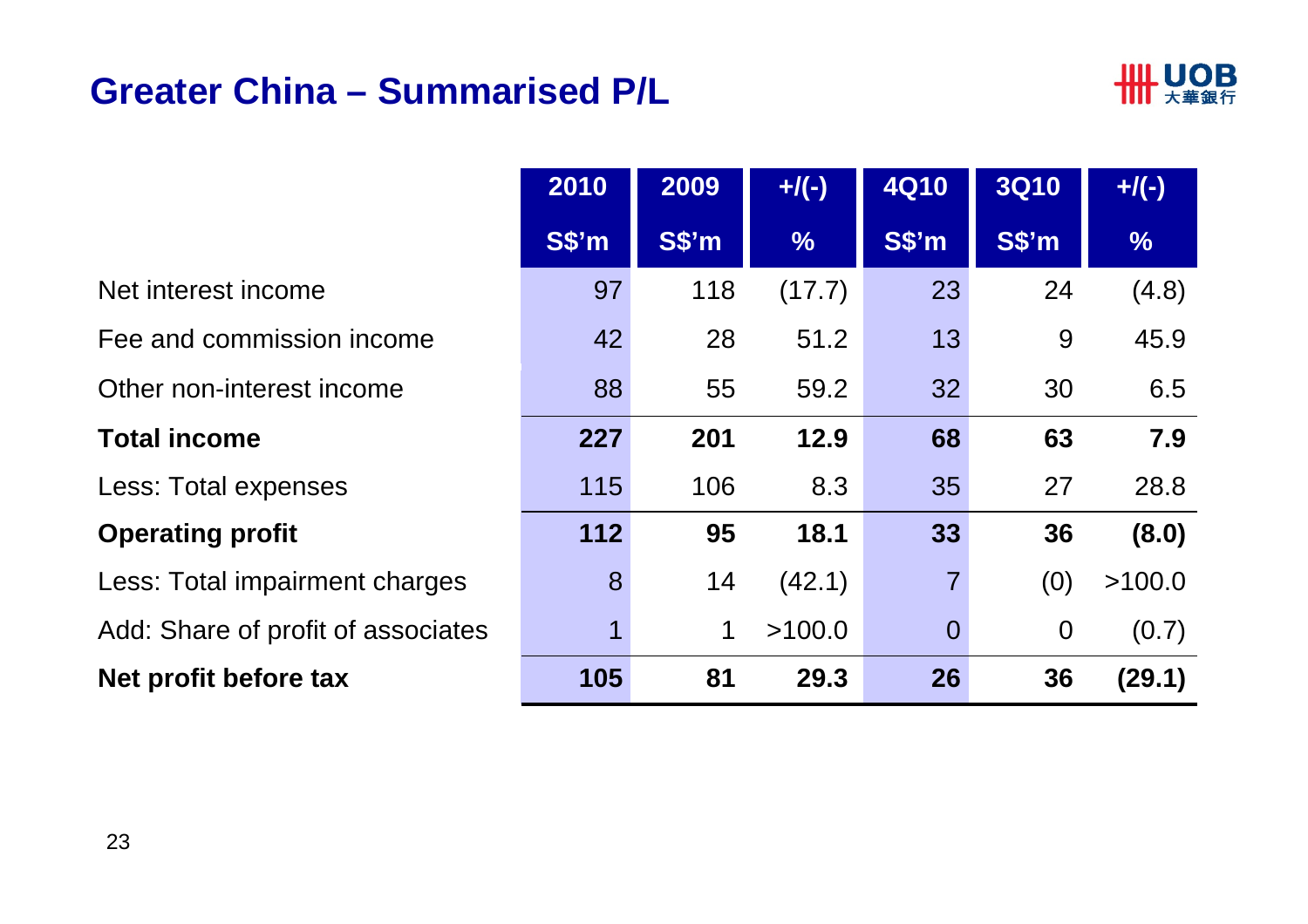# Greater China – Summarised P/L

| | 2010 S$'m | 2009 S$'m | +/(-) % | 4Q10 S$'m | 3Q10 S$'m | +/(-) % |
|---|---|---|---|---|---|---|
| Net interest income | 97 | 118 | (17.7) | 23 | 24 | (4.8) |
| Fee and commission income | 42 | 28 | 51.2 | 13 | 9 | 45.9 |
| Other non-interest income | 88 | 55 | 59.2 | 32 | 30 | 6.5 |
| **Total income** | **227** | **201** | **12.9** | **68** | **63** | **7.9** |
| Less: Total expenses | 115 | 106 | 8.3 | 35 | 27 | 28.8 |
| **Operating profit** | **112** | **95** | **18.1** | **33** | **36** | **(8.0)** |
| Less: Total impairment charges | 8 | 14 | (42.1) | 7 | (0) | >100.0 |
| Add: Share of profit of associates | 1 | 1 | >100.0 | 0 | 0 | (0.7) |
| **Net profit before tax** | **105** | **81** | **29.3** | **26** | **36** | **(29.1)** |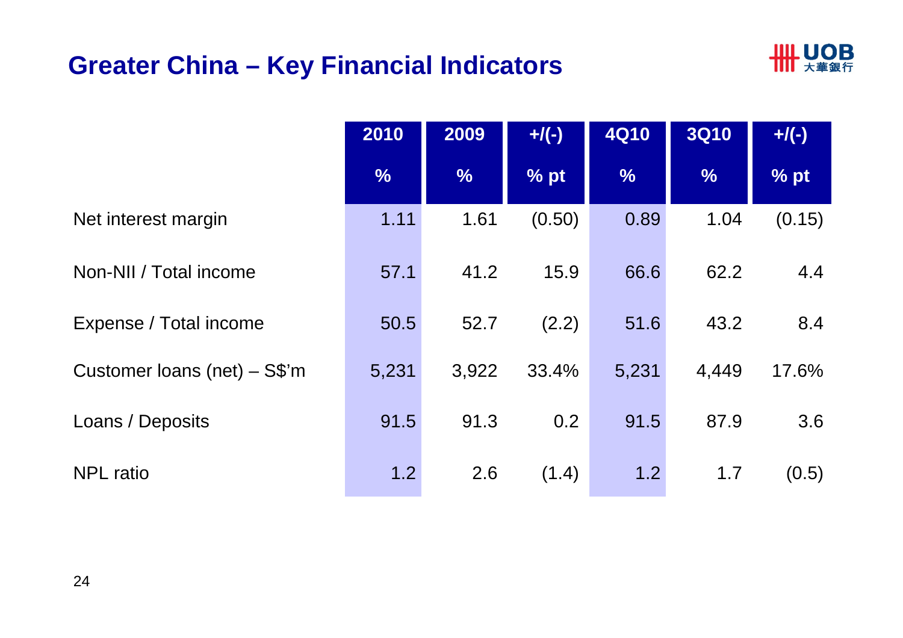# Greater China – Key Financial Indicators

| | 2010 | 2009 | +/(-) | 4Q10 | 3Q10 | +/(-) |
|---|---|---|---|---|---|---|
| | % | % | % pt | % | % | % pt |
| Net interest margin | 1.11 | 1.61 | (0.50) | 0.89 | 1.04 | (0.15) |
| Non-NII / Total income | 57.1 | 41.2 | 15.9 | 66.6 | 62.2 | 4.4 |
| Expense / Total income | 50.5 | 52.7 | (2.2) | 51.6 | 43.2 | 8.4 |
| Customer loans (net) – S$'m | 5,231 | 3,922 | 33.4% | 5,231 | 4,449 | 17.6% |
| Loans / Deposits | 91.5 | 91.3 | 0.2 | 91.5 | 87.9 | 3.6 |
| NPL ratio | 1.2 | 2.6 | (1.4) | 1.2 | 1.7 | (0.5) |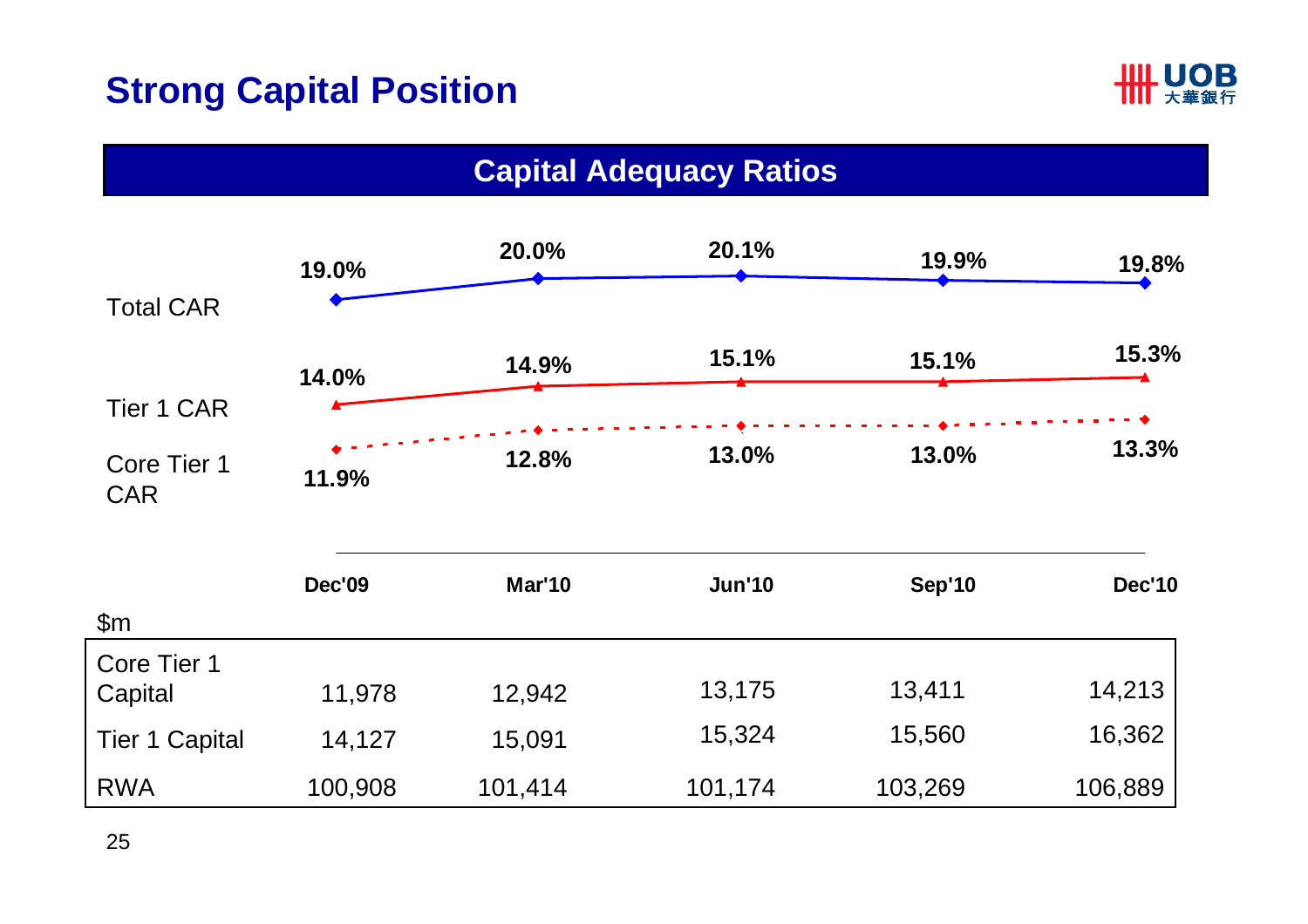# Strong Capital Position

## Capital Adequacy Ratios

| | Dec'09 | Mar'10 | Jun'10 | Sep'10 | Dec'10 |
|---|---|---|---|---|---|
| Total CAR | 19.0% | 20.0% | 20.1% | 19.9% | 19.8% |
| Tier 1 CAR | 14.0% | 14.9% | 15.1% | 15.1% | 15.3% |
| Core Tier 1 CAR | 11.9% | 12.8% | 13.0% | 13.0% | 13.3% |

| $m | Dec'09 | Mar'10 | Jun'10 | Sep'10 | Dec'10 |
|---|---|---|---|---|---|
| Core Tier 1 Capital | 11,978 | 12,942 | 13,175 | 13,411 | 14,213 |
| Tier 1 Capital | 14,127 | 15,091 | 15,324 | 15,560 | 16,362 |
| RWA | 100,908 | 101,414 | 101,174 | 103,269 | 106,889 |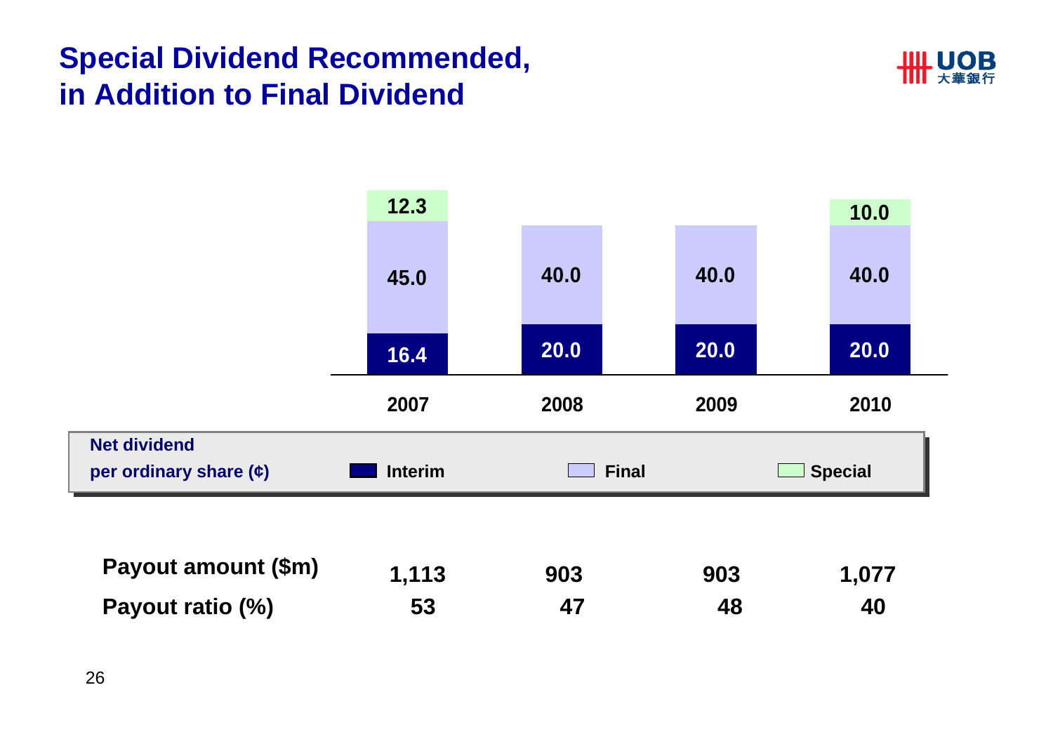# Special Dividend Recommended, in Addition to Final Dividend

Net dividend per ordinary share (¢)

| | 2007 | 2008 | 2009 | 2010 |
|---|---|---|---|---|
| Interim | 16.4 | 20.0 | 20.0 | 20.0 |
| Final | 45.0 | 40.0 | 40.0 | 40.0 |
| Special | 12.3 | | | 10.0 |

| | 2007 | 2008 | 2009 | 2010 |
|---|---|---|---|---|
| **Payout amount ($m)** | 1,113 | 903 | 903 | 1,077 |
| **Payout ratio (%)** | 53 | 47 | 48 | 40 |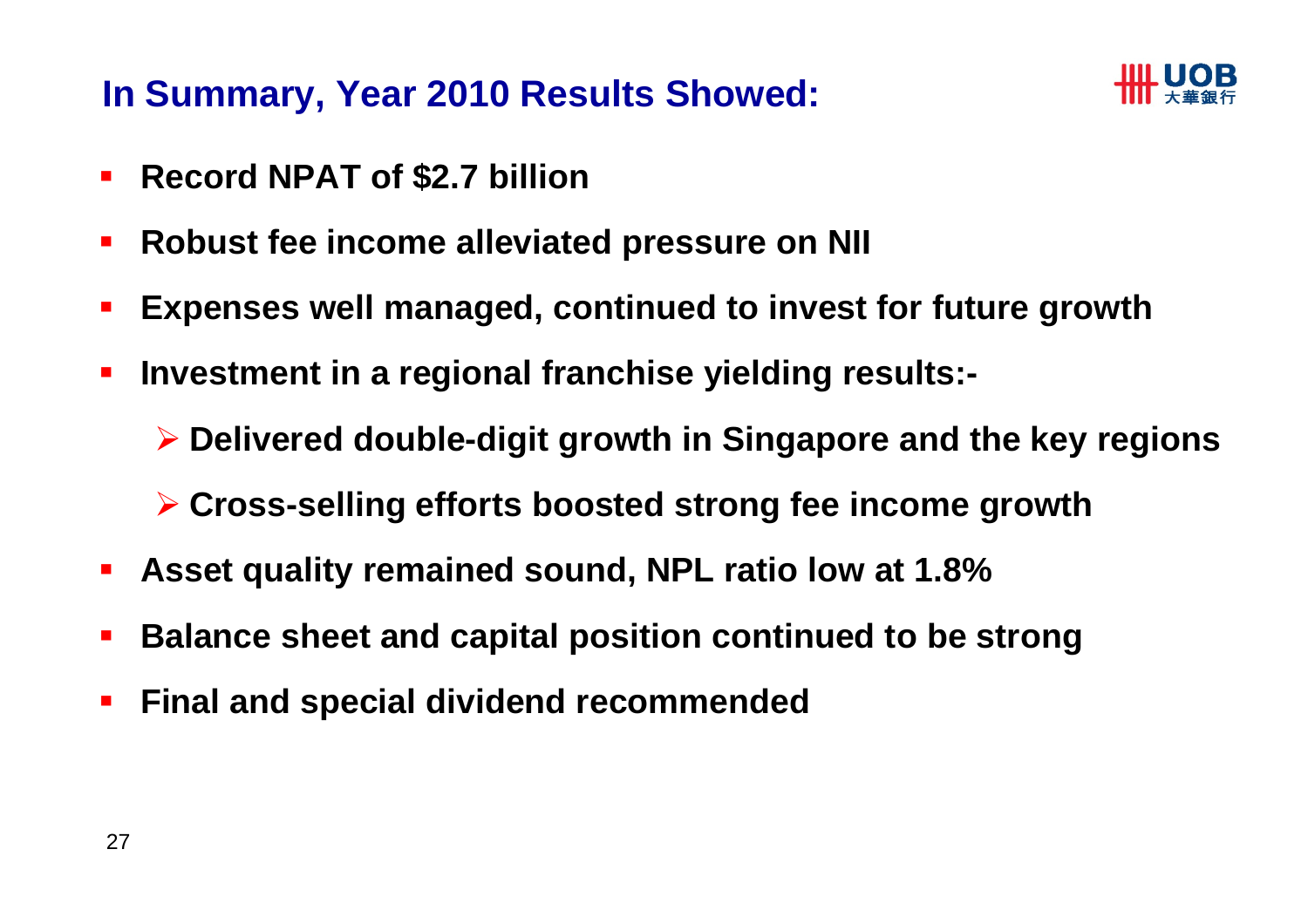## In Summary, Year 2010 Results Showed:

- **Record NPAT of $2.7 billion**
- **Robust fee income alleviated pressure on NII**
- **Expenses well managed, continued to invest for future growth**
- **Investment in a regional franchise yielding results:-**
  - **Delivered double-digit growth in Singapore and the key regions**
  - **Cross-selling efforts boosted strong fee income growth**
- **Asset quality remained sound, NPL ratio low at 1.8%**
- **Balance sheet and capital position continued to be strong**
- **Final and special dividend recommended**